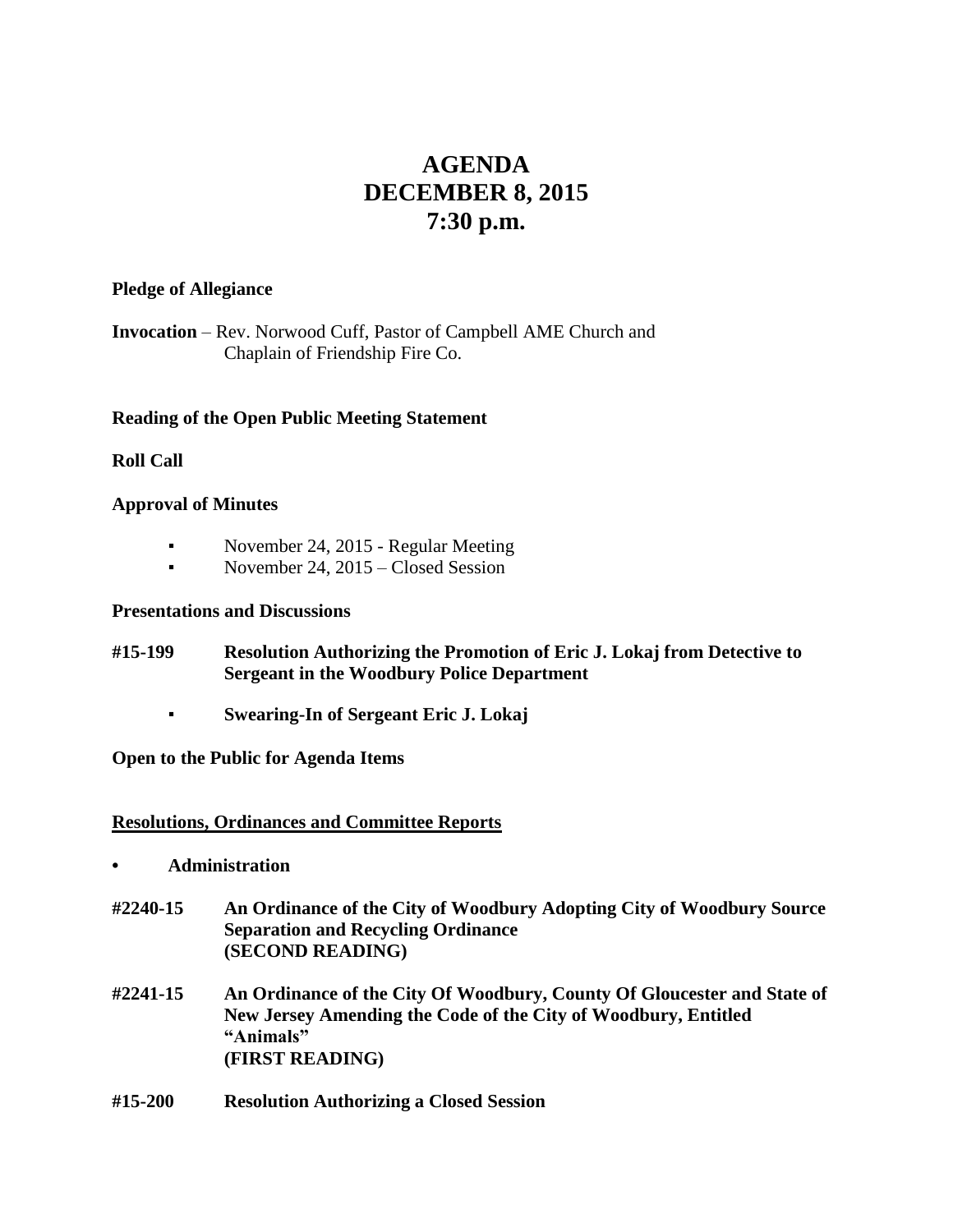# AGENDA
# DECEMBER 8, 2015
# 7:30 p.m.

**Pledge of Allegiance**

**Invocation** – Rev. Norwood Cuff, Pastor of Campbell AME Church and Chaplain of Friendship Fire Co.

**Reading of the Open Public Meeting Statement**

**Roll Call**

**Approval of Minutes**

- November 24, 2015 - Regular Meeting
- November 24, 2015 – Closed Session

**Presentations and Discussions**

**#15-199 Resolution Authorizing the Promotion of Eric J. Lokaj from Detective to Sergeant in the Woodbury Police Department**

- **Swearing-In of Sergeant Eric J. Lokaj**

**Open to the Public for Agenda Items**

**Resolutions, Ordinances and Committee Reports**

- **Administration**

**#2240-15 An Ordinance of the City of Woodbury Adopting City of Woodbury Source Separation and Recycling Ordinance (SECOND READING)**

**#2241-15 An Ordinance of the City Of Woodbury, County Of Gloucester and State of New Jersey Amending the Code of the City of Woodbury, Entitled "Animals" (FIRST READING)**

**#15-200 Resolution Authorizing a Closed Session**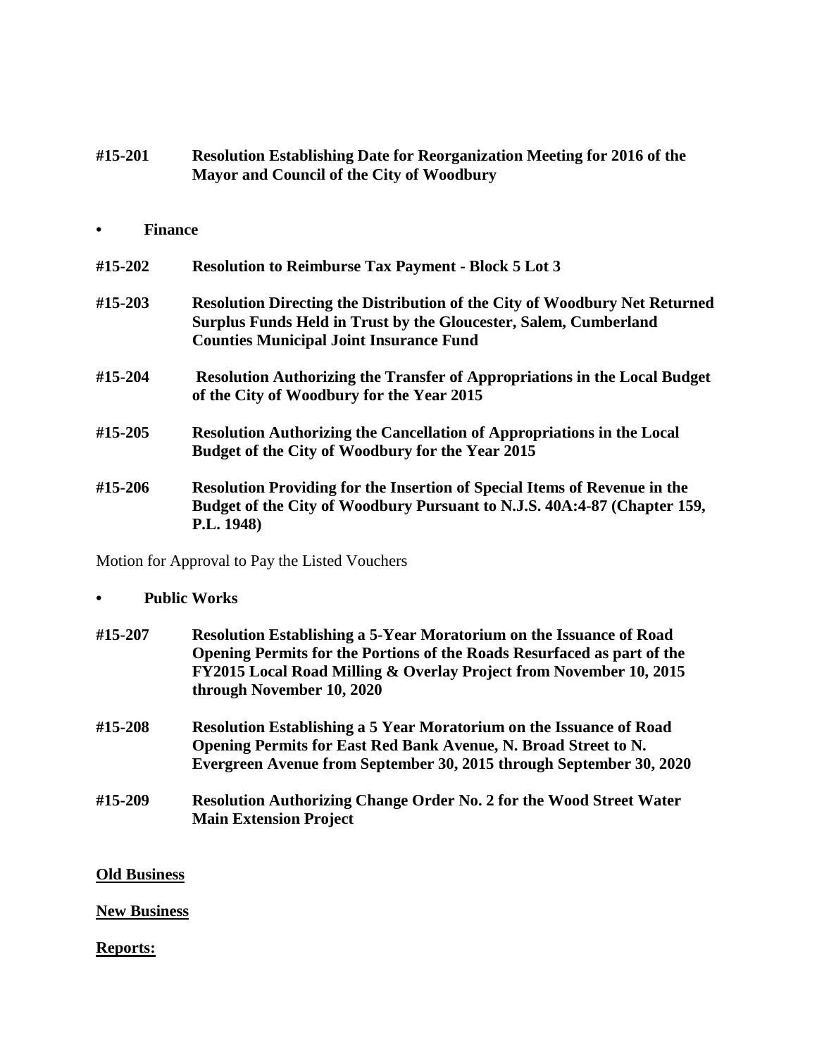**#15-201 Resolution Establishing Date for Reorganization Meeting for 2016 of the Mayor and Council of the City of Woodbury**

- **Finance**

**#15-202 Resolution to Reimburse Tax Payment - Block 5 Lot 3**

**#15-203 Resolution Directing the Distribution of the City of Woodbury Net Returned Surplus Funds Held in Trust by the Gloucester, Salem, Cumberland Counties Municipal Joint Insurance Fund**

**#15-204 Resolution Authorizing the Transfer of Appropriations in the Local Budget of the City of Woodbury for the Year 2015**

**#15-205 Resolution Authorizing the Cancellation of Appropriations in the Local Budget of the City of Woodbury for the Year 2015**

**#15-206 Resolution Providing for the Insertion of Special Items of Revenue in the Budget of the City of Woodbury Pursuant to N.J.S. 40A:4-87 (Chapter 159, P.L. 1948)**

Motion for Approval to Pay the Listed Vouchers

- **Public Works**

**#15-207 Resolution Establishing a 5-Year Moratorium on the Issuance of Road Opening Permits for the Portions of the Roads Resurfaced as part of the FY2015 Local Road Milling & Overlay Project from November 10, 2015 through November 10, 2020**

**#15-208 Resolution Establishing a 5 Year Moratorium on the Issuance of Road Opening Permits for East Red Bank Avenue, N. Broad Street to N. Evergreen Avenue from September 30, 2015 through September 30, 2020**

**#15-209 Resolution Authorizing Change Order No. 2 for the Wood Street Water Main Extension Project**

**Old Business**

**New Business**

**Reports:**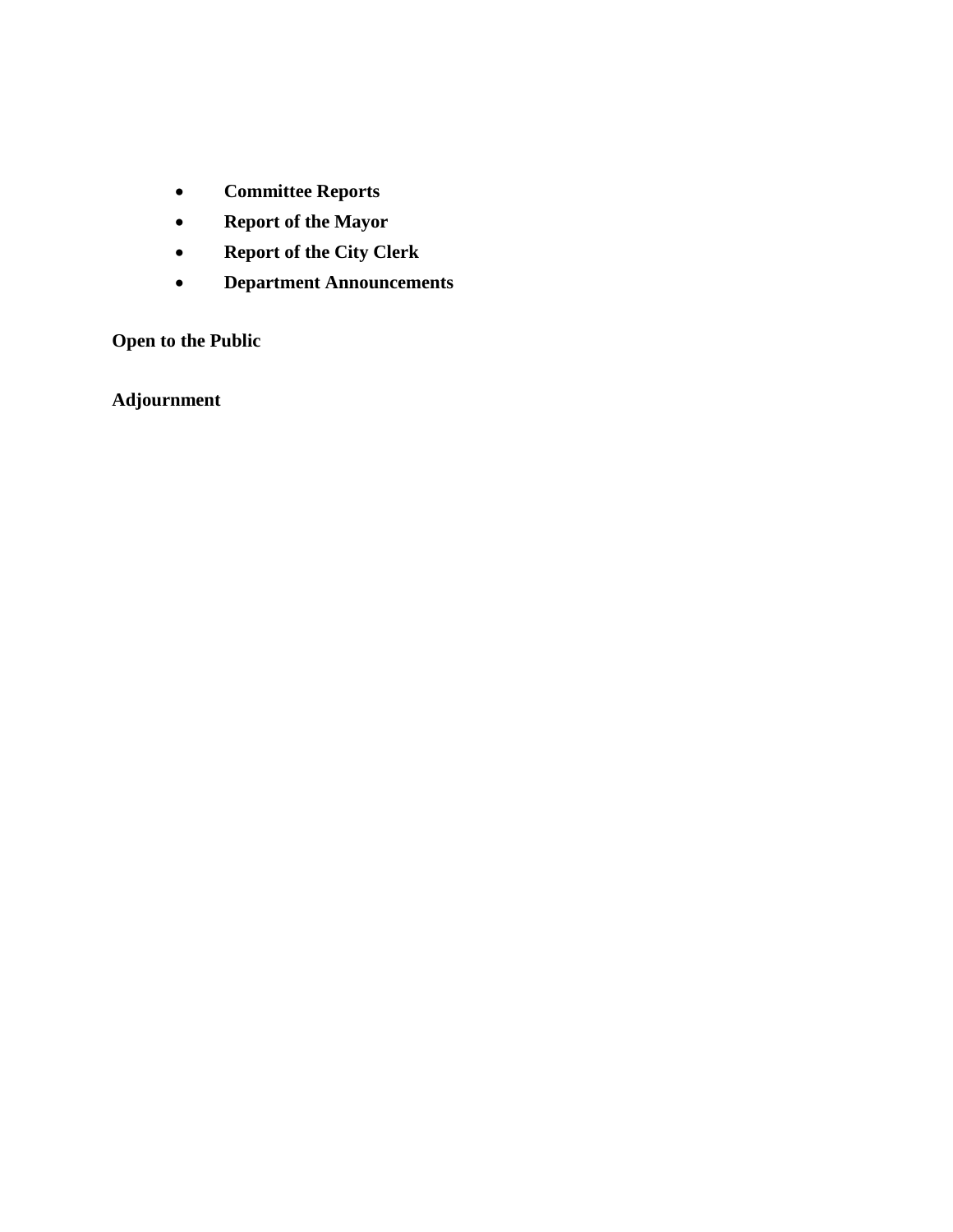- **Committee Reports**
- **Report of the Mayor**
- **Report of the City Clerk**
- **Department Announcements**

**Open to the Public**

**Adjournment**